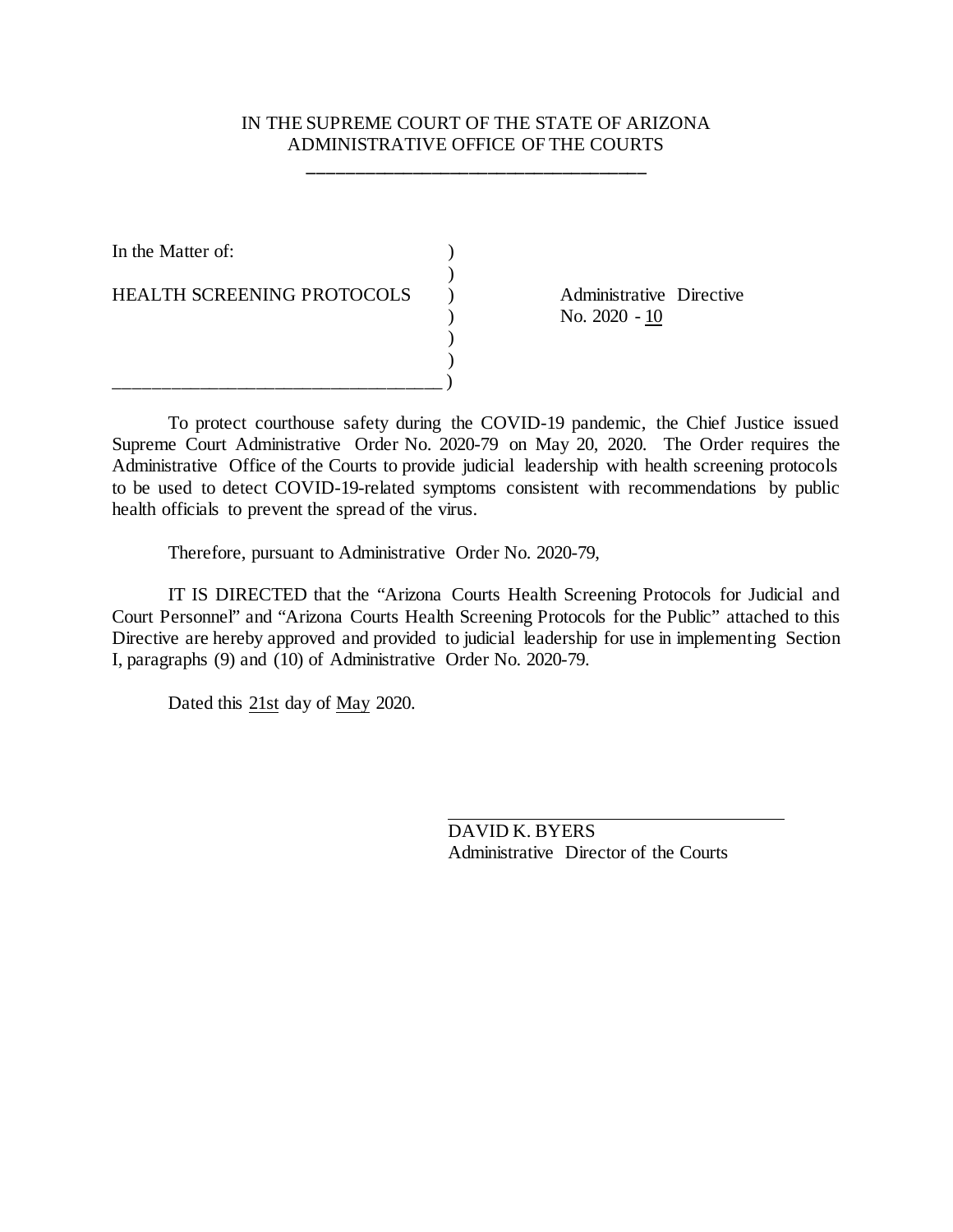IN THE SUPREME COURT OF THE STATE OF ARIZONA
ADMINISTRATIVE OFFICE OF THE COURTS

In the Matter of:

HEALTH SCREENING PROTOCOLS

Administrative Directive
No. 2020 - 10

To protect courthouse safety during the COVID-19 pandemic, the Chief Justice issued Supreme Court Administrative Order No. 2020-79 on May 20, 2020. The Order requires the Administrative Office of the Courts to provide judicial leadership with health screening protocols to be used to detect COVID-19-related symptoms consistent with recommendations by public health officials to prevent the spread of the virus.

Therefore, pursuant to Administrative Order No. 2020-79,

IT IS DIRECTED that the "Arizona Courts Health Screening Protocols for Judicial and Court Personnel" and "Arizona Courts Health Screening Protocols for the Public" attached to this Directive are hereby approved and provided to judicial leadership for use in implementing Section I, paragraphs (9) and (10) of Administrative Order No. 2020-79.

Dated this 21st day of May 2020.

DAVID K. BYERS
Administrative Director of the Courts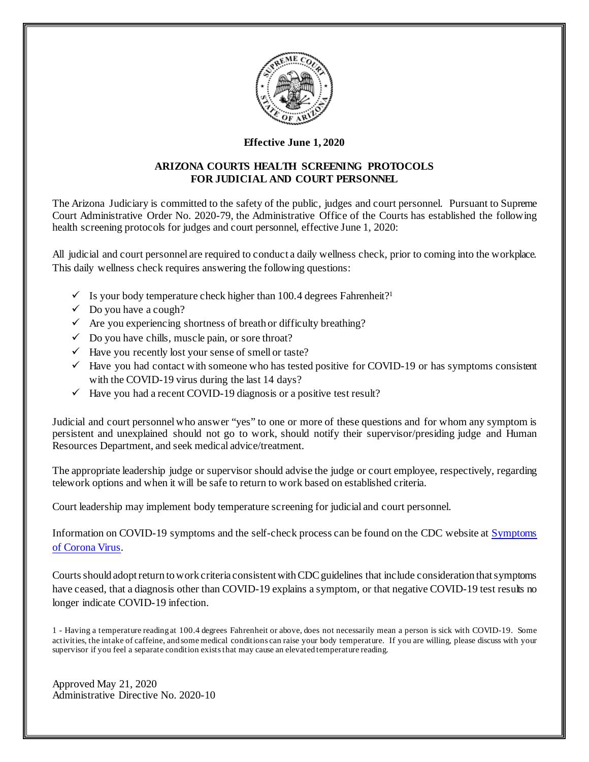**Effective June 1, 2020**

## ARIZONA COURTS HEALTH SCREENING PROTOCOLS FOR JUDICIAL AND COURT PERSONNEL

The Arizona Judiciary is committed to the safety of the public, judges and court personnel. Pursuant to Supreme Court Administrative Order No. 2020-79, the Administrative Office of the Courts has established the following health screening protocols for judges and court personnel, effective June 1, 2020:

All judicial and court personnel are required to conduct a daily wellness check, prior to coming into the workplace. This daily wellness check requires answering the following questions:

- ✓ Is your body temperature check higher than 100.4 degrees Fahrenheit?[1]
- ✓ Do you have a cough?
- ✓ Are you experiencing shortness of breath or difficulty breathing?
- ✓ Do you have chills, muscle pain, or sore throat?
- ✓ Have you recently lost your sense of smell or taste?
- ✓ Have you had contact with someone who has tested positive for COVID-19 or has symptoms consistent with the COVID-19 virus during the last 14 days?
- ✓ Have you had a recent COVID-19 diagnosis or a positive test result?

Judicial and court personnel who answer "yes" to one or more of these questions and for whom any symptom is persistent and unexplained should not go to work, should notify their supervisor/presiding judge and Human Resources Department, and seek medical advice/treatment.

The appropriate leadership judge or supervisor should advise the judge or court employee, respectively, regarding telework options and when it will be safe to return to work based on established criteria.

Court leadership may implement body temperature screening for judicial and court personnel.

Information on COVID-19 symptoms and the self-check process can be found on the CDC website at Symptoms of Corona Virus.

Courts should adopt return to work criteria consistent with CDC guidelines that include consideration that symptoms have ceased, that a diagnosis other than COVID-19 explains a symptom, or that negative COVID-19 test results no longer indicate COVID-19 infection.

1 - Having a temperature reading at 100.4 degrees Fahrenheit or above, does not necessarily mean a person is sick with COVID-19. Some activities, the intake of caffeine, and some medical conditions can raise your body temperature. If you are willing, please discuss with your supervisor if you feel a separate condition exists that may cause an elevated temperature reading.

Approved May 21, 2020
Administrative Directive No. 2020-10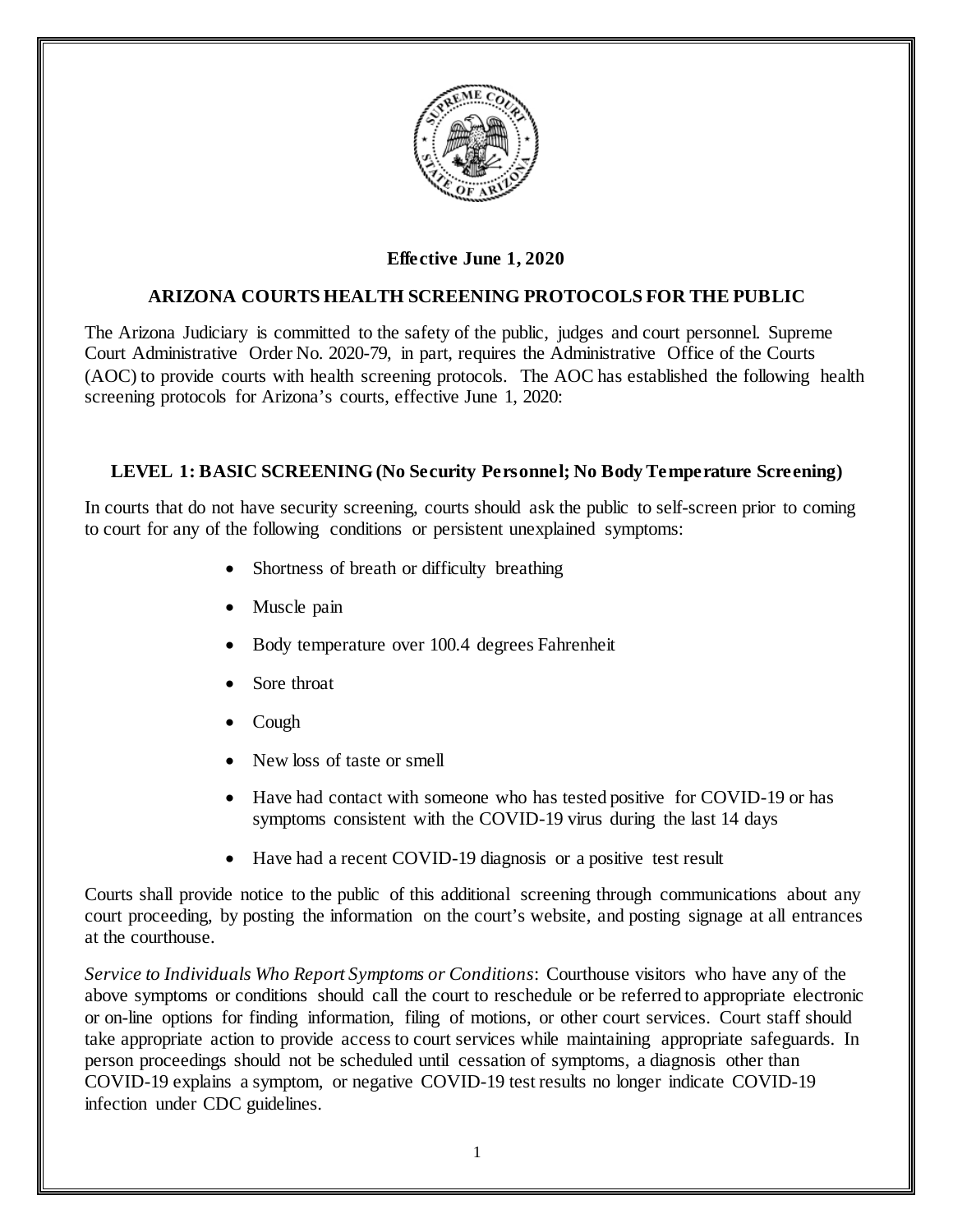**Effective June 1, 2020**

## ARIZONA COURTS HEALTH SCREENING PROTOCOLS FOR THE PUBLIC

The Arizona Judiciary is committed to the safety of the public, judges and court personnel. Supreme Court Administrative Order No. 2020-79, in part, requires the Administrative Office of the Courts (AOC) to provide courts with health screening protocols. The AOC has established the following health screening protocols for Arizona's courts, effective June 1, 2020:

### LEVEL 1: BASIC SCREENING (No Security Personnel; No Body Temperature Screening)

In courts that do not have security screening, courts should ask the public to self-screen prior to coming to court for any of the following conditions or persistent unexplained symptoms:

- Shortness of breath or difficulty breathing
- Muscle pain
- Body temperature over 100.4 degrees Fahrenheit
- Sore throat
- Cough
- New loss of taste or smell
- Have had contact with someone who has tested positive for COVID-19 or has symptoms consistent with the COVID-19 virus during the last 14 days
- Have had a recent COVID-19 diagnosis or a positive test result

Courts shall provide notice to the public of this additional screening through communications about any court proceeding, by posting the information on the court's website, and posting signage at all entrances at the courthouse.

*Service to Individuals Who Report Symptoms or Conditions*: Courthouse visitors who have any of the above symptoms or conditions should call the court to reschedule or be referred to appropriate electronic or on-line options for finding information, filing of motions, or other court services. Court staff should take appropriate action to provide access to court services while maintaining appropriate safeguards. In person proceedings should not be scheduled until cessation of symptoms, a diagnosis other than COVID-19 explains a symptom, or negative COVID-19 test results no longer indicate COVID-19 infection under CDC guidelines.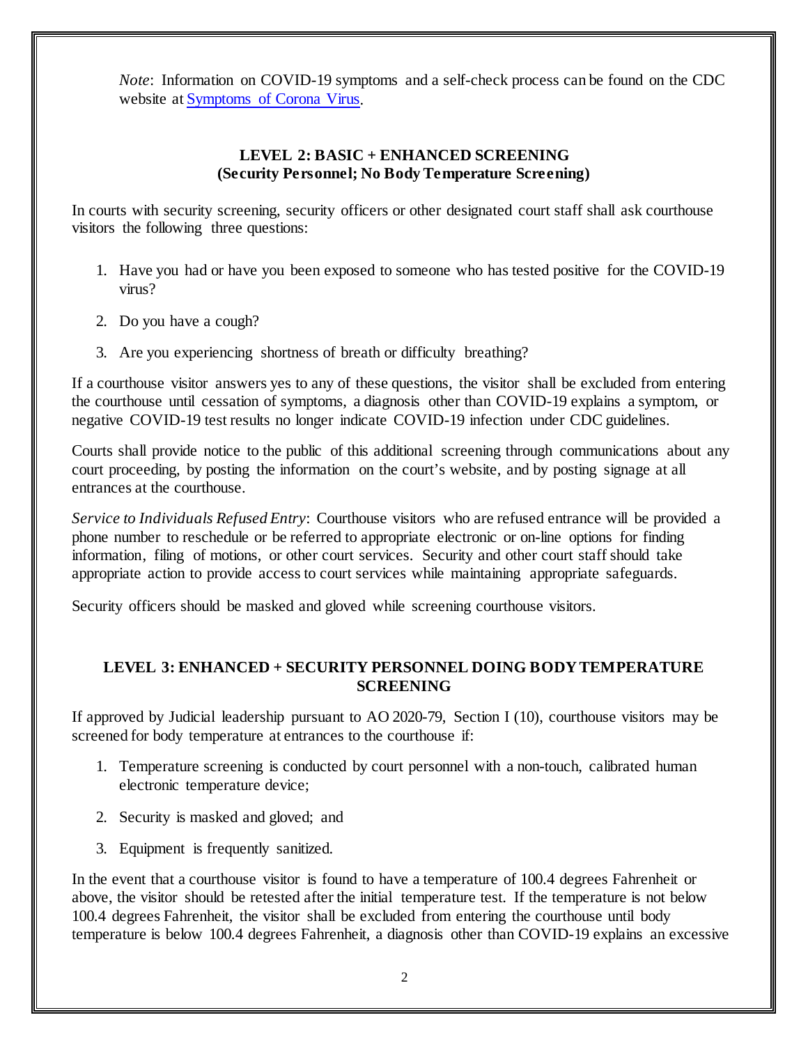*Note*: Information on COVID-19 symptoms and a self-check process can be found on the CDC website at [Symptoms of Corona Virus](Symptoms of Corona Virus).

### LEVEL 2: BASIC + ENHANCED SCREENING
### (Security Personnel; No Body Temperature Screening)

In courts with security screening, security officers or other designated court staff shall ask courthouse visitors the following three questions:

1. Have you had or have you been exposed to someone who has tested positive for the COVID-19 virus?
2. Do you have a cough?
3. Are you experiencing shortness of breath or difficulty breathing?

If a courthouse visitor answers yes to any of these questions, the visitor shall be excluded from entering the courthouse until cessation of symptoms, a diagnosis other than COVID-19 explains a symptom, or negative COVID-19 test results no longer indicate COVID-19 infection under CDC guidelines.

Courts shall provide notice to the public of this additional screening through communications about any court proceeding, by posting the information on the court's website, and by posting signage at all entrances at the courthouse.

*Service to Individuals Refused Entry*: Courthouse visitors who are refused entrance will be provided a phone number to reschedule or be referred to appropriate electronic or on-line options for finding information, filing of motions, or other court services. Security and other court staff should take appropriate action to provide access to court services while maintaining appropriate safeguards.

Security officers should be masked and gloved while screening courthouse visitors.

### LEVEL 3: ENHANCED + SECURITY PERSONNEL DOING BODY TEMPERATURE SCREENING

If approved by Judicial leadership pursuant to AO 2020-79, Section I (10), courthouse visitors may be screened for body temperature at entrances to the courthouse if:

1. Temperature screening is conducted by court personnel with a non-touch, calibrated human electronic temperature device;
2. Security is masked and gloved; and
3. Equipment is frequently sanitized.

In the event that a courthouse visitor is found to have a temperature of 100.4 degrees Fahrenheit or above, the visitor should be retested after the initial temperature test. If the temperature is not below 100.4 degrees Fahrenheit, the visitor shall be excluded from entering the courthouse until body temperature is below 100.4 degrees Fahrenheit, a diagnosis other than COVID-19 explains an excessive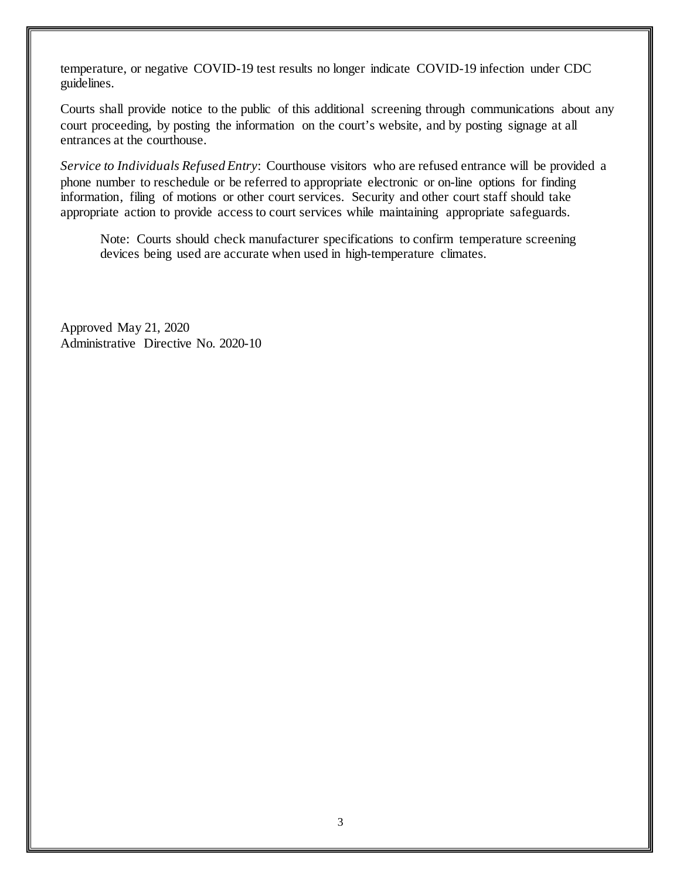temperature, or negative COVID-19 test results no longer indicate COVID-19 infection under CDC guidelines.

Courts shall provide notice to the public of this additional screening through communications about any court proceeding, by posting the information on the court's website, and by posting signage at all entrances at the courthouse.

*Service to Individuals Refused Entry*: Courthouse visitors who are refused entrance will be provided a phone number to reschedule or be referred to appropriate electronic or on-line options for finding information, filing of motions or other court services. Security and other court staff should take appropriate action to provide access to court services while maintaining appropriate safeguards.

> Note: Courts should check manufacturer specifications to confirm temperature screening devices being used are accurate when used in high-temperature climates.

Approved May 21, 2020
Administrative Directive No. 2020-10